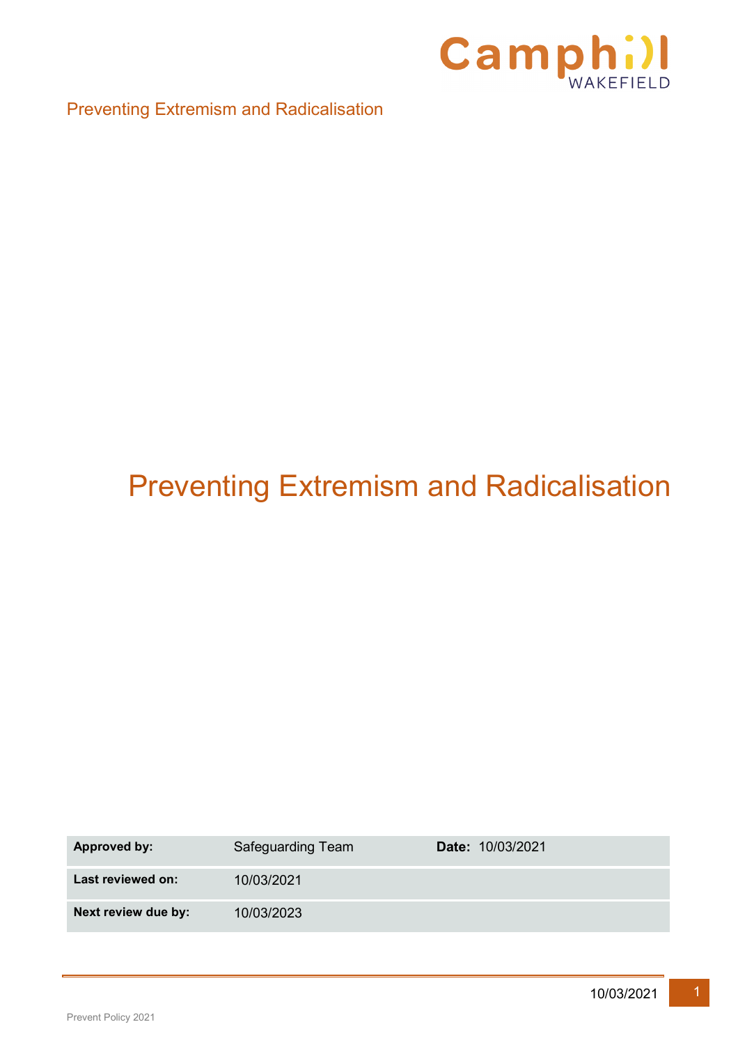Preventing Extremism and Radicalisation

# Preventing Extremism and Radicalisation

| Approved by: | Safeguarding Team | Date: 10/03/2021 |
| --- | --- | --- |
| Last reviewed on: | 10/03/2021 | |
| Next review due by: | 10/03/2023 | |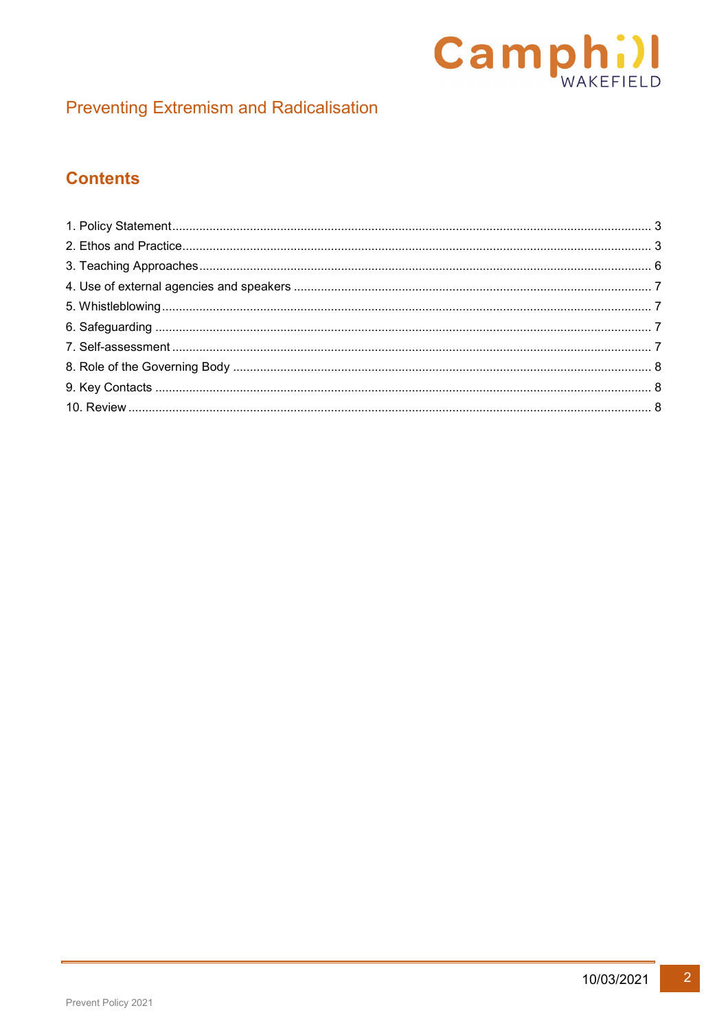# Preventing Extremism and Radicalisation

## Contents

1. Policy Statement .... 3
2. Ethos and Practice .... 3
3. Teaching Approaches .... 6
4. Use of external agencies and speakers .... 7
5. Whistleblowing .... 7
6. Safeguarding .... 7
7. Self-assessment .... 7
8. Role of the Governing Body .... 8
9. Key Contacts .... 8
10. Review .... 8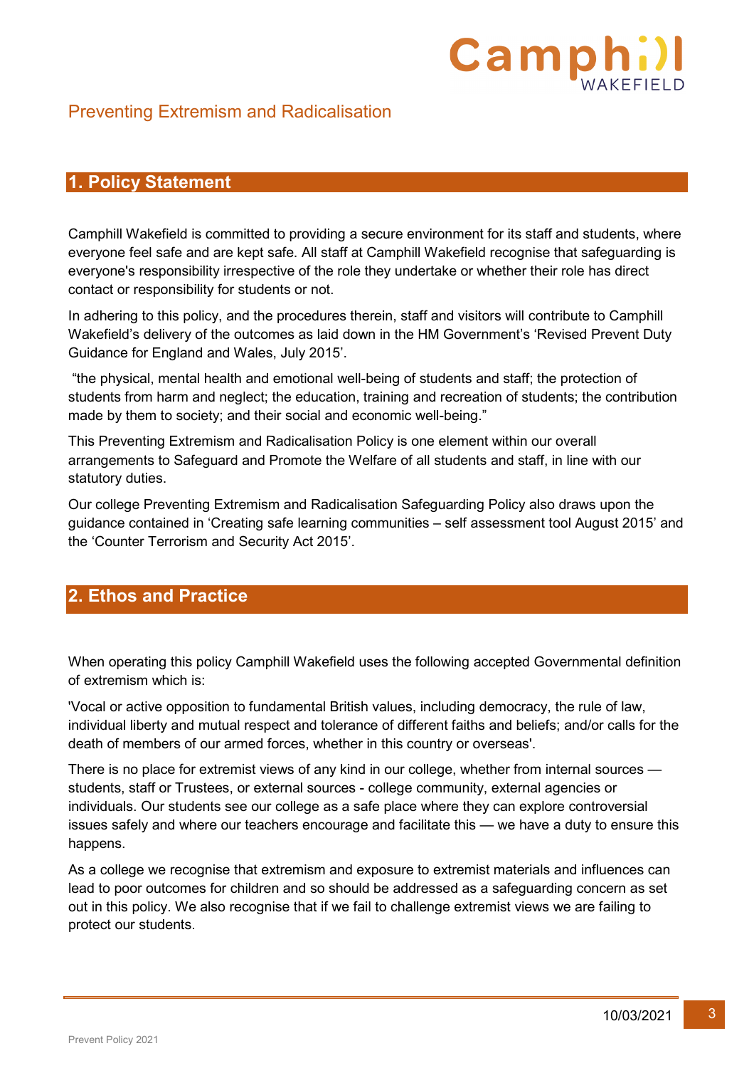# Preventing Extremism and Radicalisation

## 1. Policy Statement

Camphill Wakefield is committed to providing a secure environment for its staff and students, where everyone feel safe and are kept safe. All staff at Camphill Wakefield recognise that safeguarding is everyone's responsibility irrespective of the role they undertake or whether their role has direct contact or responsibility for students or not.

In adhering to this policy, and the procedures therein, staff and visitors will contribute to Camphill Wakefield's delivery of the outcomes as laid down in the HM Government's 'Revised Prevent Duty Guidance for England and Wales, July 2015'.

"the physical, mental health and emotional well-being of students and staff; the protection of students from harm and neglect; the education, training and recreation of students; the contribution made by them to society; and their social and economic well-being."

This Preventing Extremism and Radicalisation Policy is one element within our overall arrangements to Safeguard and Promote the Welfare of all students and staff, in line with our statutory duties.

Our college Preventing Extremism and Radicalisation Safeguarding Policy also draws upon the guidance contained in 'Creating safe learning communities – self assessment tool August 2015' and the 'Counter Terrorism and Security Act 2015'.

## 2. Ethos and Practice

When operating this policy Camphill Wakefield uses the following accepted Governmental definition of extremism which is:

'Vocal or active opposition to fundamental British values, including democracy, the rule of law, individual liberty and mutual respect and tolerance of different faiths and beliefs; and/or calls for the death of members of our armed forces, whether in this country or overseas'.

There is no place for extremist views of any kind in our college, whether from internal sources — students, staff or Trustees, or external sources - college community, external agencies or individuals. Our students see our college as a safe place where they can explore controversial issues safely and where our teachers encourage and facilitate this — we have a duty to ensure this happens.

As a college we recognise that extremism and exposure to extremist materials and influences can lead to poor outcomes for children and so should be addressed as a safeguarding concern as set out in this policy. We also recognise that if we fail to challenge extremist views we are failing to protect our students.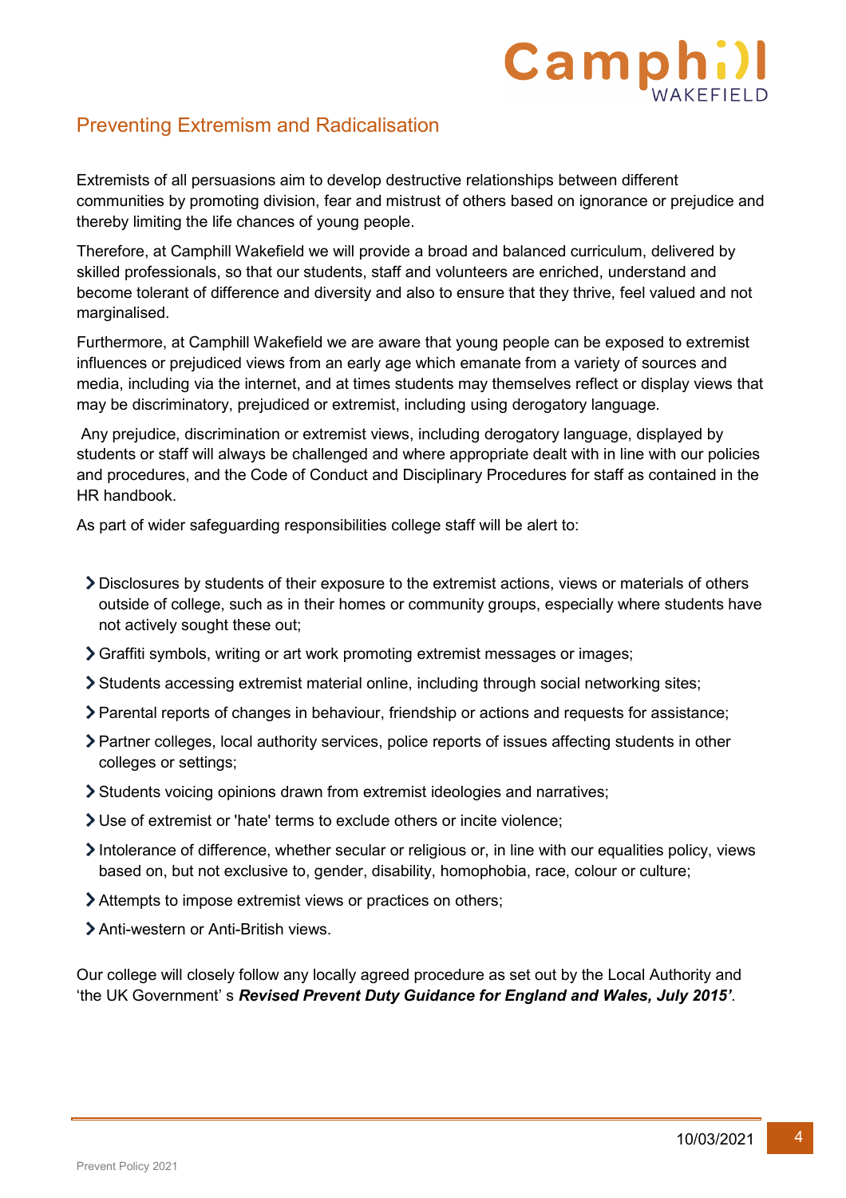## Preventing Extremism and Radicalisation

Extremists of all persuasions aim to develop destructive relationships between different communities by promoting division, fear and mistrust of others based on ignorance or prejudice and thereby limiting the life chances of young people.

Therefore, at Camphill Wakefield we will provide a broad and balanced curriculum, delivered by skilled professionals, so that our students, staff and volunteers are enriched, understand and become tolerant of difference and diversity and also to ensure that they thrive, feel valued and not marginalised.

Furthermore, at Camphill Wakefield we are aware that young people can be exposed to extremist influences or prejudiced views from an early age which emanate from a variety of sources and media, including via the internet, and at times students may themselves reflect or display views that may be discriminatory, prejudiced or extremist, including using derogatory language.

Any prejudice, discrimination or extremist views, including derogatory language, displayed by students or staff will always be challenged and where appropriate dealt with in line with our policies and procedures, and the Code of Conduct and Disciplinary Procedures for staff as contained in the HR handbook.

As part of wider safeguarding responsibilities college staff will be alert to:

- Disclosures by students of their exposure to the extremist actions, views or materials of others outside of college, such as in their homes or community groups, especially where students have not actively sought these out;
- Graffiti symbols, writing or art work promoting extremist messages or images;
- Students accessing extremist material online, including through social networking sites;
- Parental reports of changes in behaviour, friendship or actions and requests for assistance;
- Partner colleges, local authority services, police reports of issues affecting students in other colleges or settings;
- Students voicing opinions drawn from extremist ideologies and narratives;
- Use of extremist or 'hate' terms to exclude others or incite violence;
- Intolerance of difference, whether secular or religious or, in line with our equalities policy, views based on, but not exclusive to, gender, disability, homophobia, race, colour or culture;
- Attempts to impose extremist views or practices on others;
- Anti-western or Anti-British views.

Our college will closely follow any locally agreed procedure as set out by the Local Authority and 'the UK Government' s ***Revised Prevent Duty Guidance for England and Wales, July 2015'***.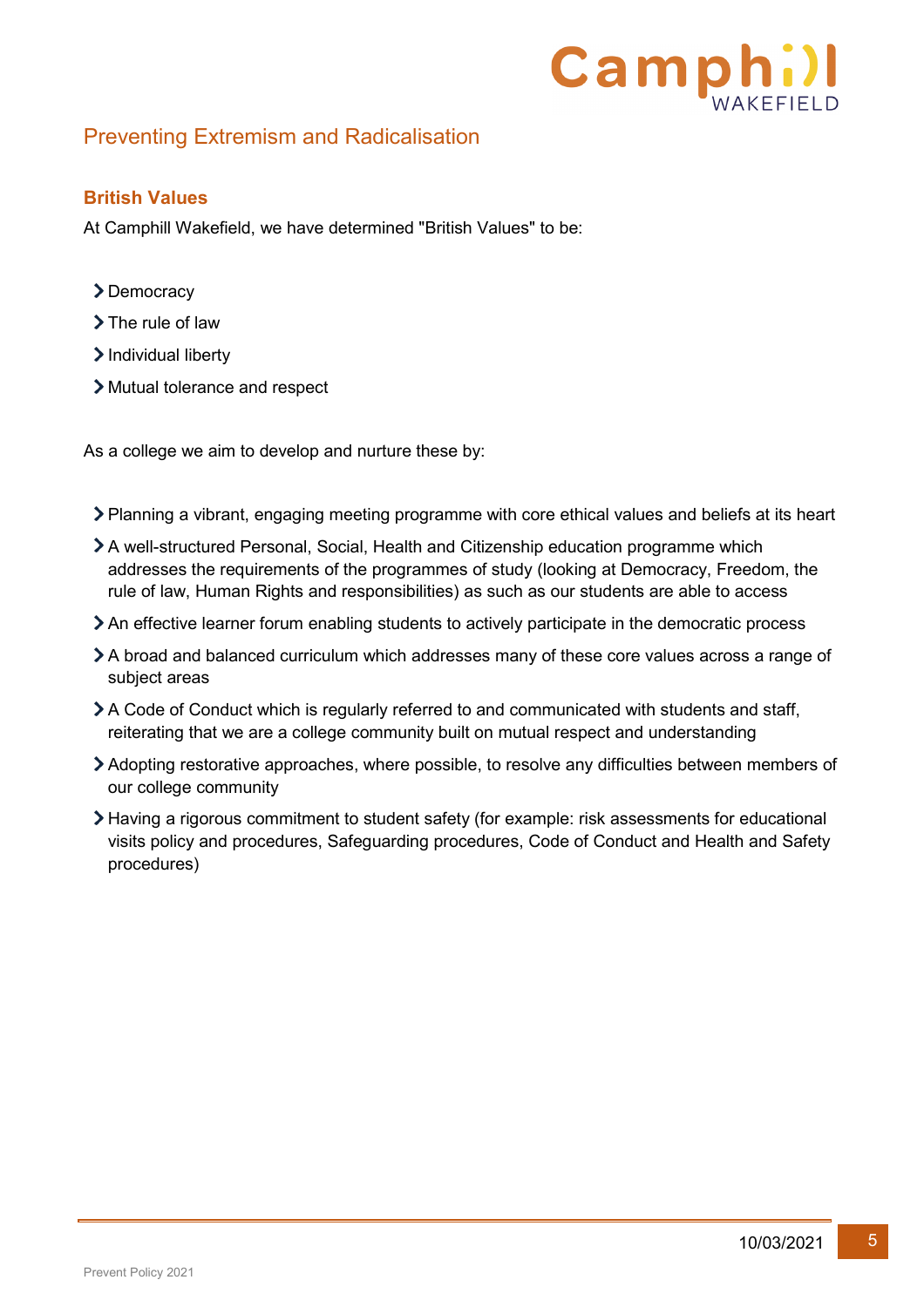## Preventing Extremism and Radicalisation

### British Values

At Camphill Wakefield, we have determined "British Values" to be:

- Democracy
- The rule of law
- Individual liberty
- Mutual tolerance and respect

As a college we aim to develop and nurture these by:

- Planning a vibrant, engaging meeting programme with core ethical values and beliefs at its heart
- A well-structured Personal, Social, Health and Citizenship education programme which addresses the requirements of the programmes of study (looking at Democracy, Freedom, the rule of law, Human Rights and responsibilities) as such as our students are able to access
- An effective learner forum enabling students to actively participate in the democratic process
- A broad and balanced curriculum which addresses many of these core values across a range of subject areas
- A Code of Conduct which is regularly referred to and communicated with students and staff, reiterating that we are a college community built on mutual respect and understanding
- Adopting restorative approaches, where possible, to resolve any difficulties between members of our college community
- Having a rigorous commitment to student safety (for example: risk assessments for educational visits policy and procedures, Safeguarding procedures, Code of Conduct and Health and Safety procedures)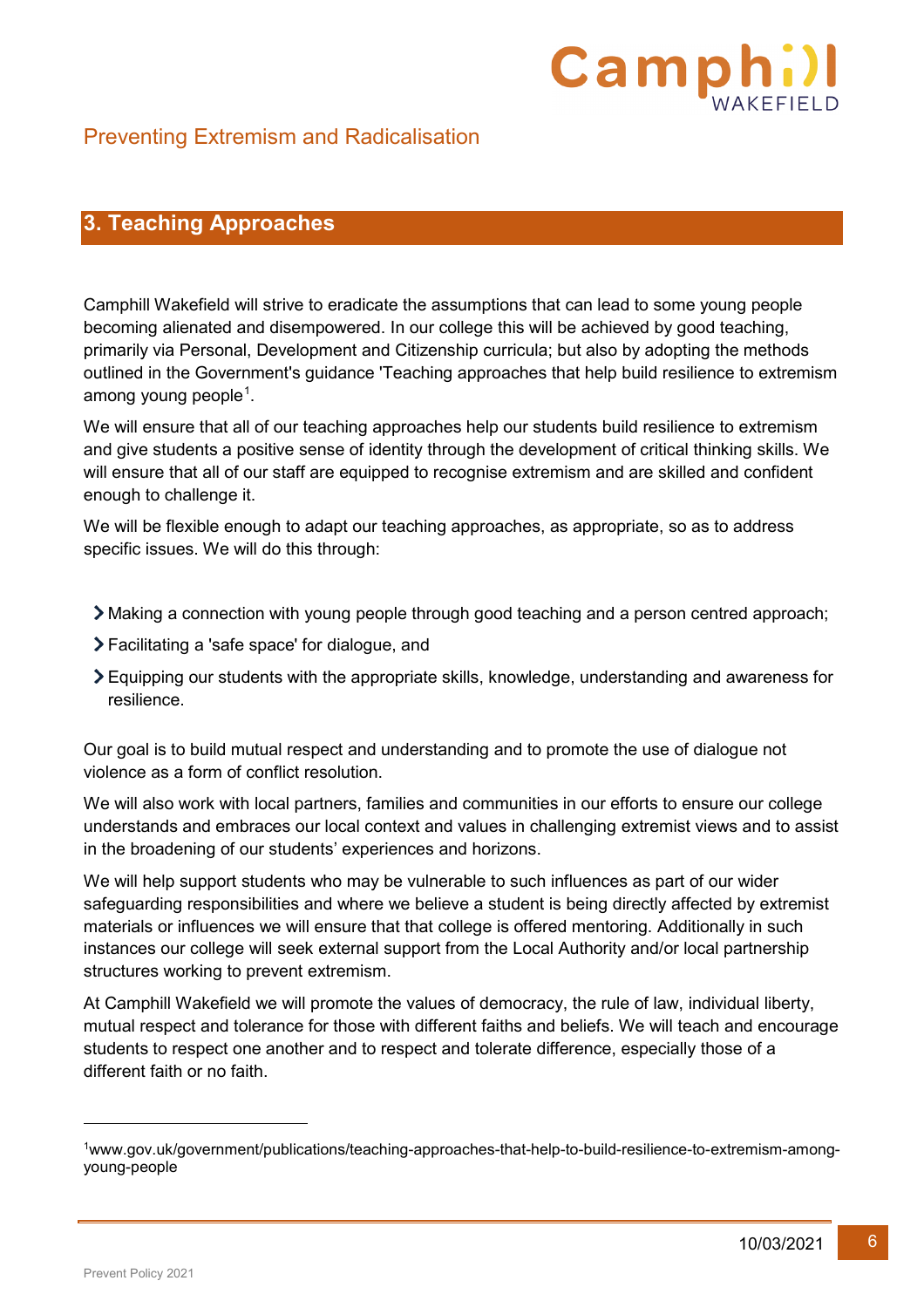## 3. Teaching Approaches

Camphill Wakefield will strive to eradicate the assumptions that can lead to some young people becoming alienated and disempowered. In our college this will be achieved by good teaching, primarily via Personal, Development and Citizenship curricula; but also by adopting the methods outlined in the Government's guidance 'Teaching approaches that help build resilience to extremism among young people[1].

We will ensure that all of our teaching approaches help our students build resilience to extremism and give students a positive sense of identity through the development of critical thinking skills. We will ensure that all of our staff are equipped to recognise extremism and are skilled and confident enough to challenge it.

We will be flexible enough to adapt our teaching approaches, as appropriate, so as to address specific issues. We will do this through:

- Making a connection with young people through good teaching and a person centred approach;
- Facilitating a 'safe space' for dialogue, and
- Equipping our students with the appropriate skills, knowledge, understanding and awareness for resilience.

Our goal is to build mutual respect and understanding and to promote the use of dialogue not violence as a form of conflict resolution.

We will also work with local partners, families and communities in our efforts to ensure our college understands and embraces our local context and values in challenging extremist views and to assist in the broadening of our students' experiences and horizons.

We will help support students who may be vulnerable to such influences as part of our wider safeguarding responsibilities and where we believe a student is being directly affected by extremist materials or influences we will ensure that that college is offered mentoring. Additionally in such instances our college will seek external support from the Local Authority and/or local partnership structures working to prevent extremism.

At Camphill Wakefield we will promote the values of democracy, the rule of law, individual liberty, mutual respect and tolerance for those with different faiths and beliefs. We will teach and encourage students to respect one another and to respect and tolerate difference, especially those of a different faith or no faith.

---

[1] www.gov.uk/government/publications/teaching-approaches-that-help-to-build-resilience-to-extremism-among-young-people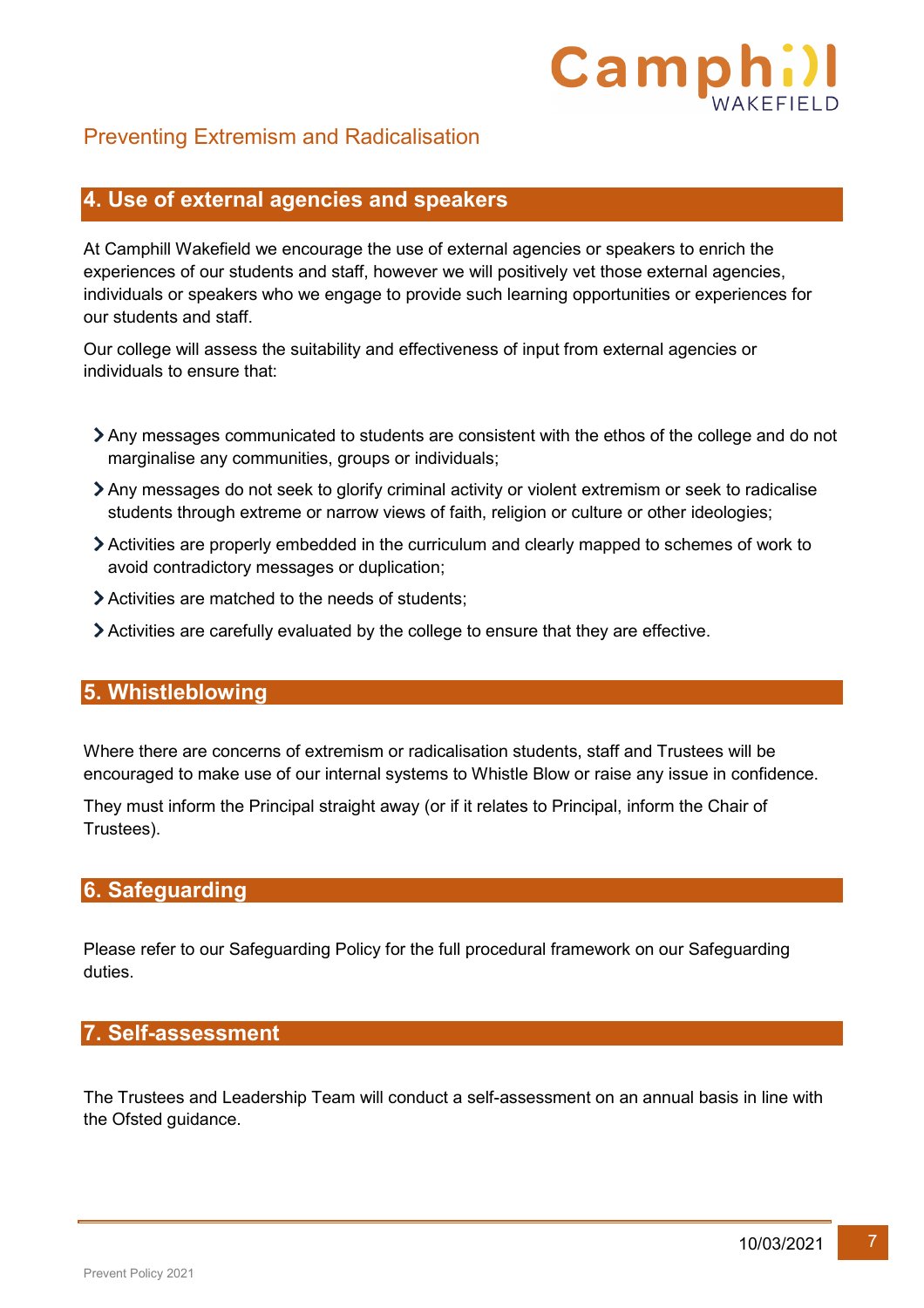## 4. Use of external agencies and speakers

At Camphill Wakefield we encourage the use of external agencies or speakers to enrich the experiences of our students and staff, however we will positively vet those external agencies, individuals or speakers who we engage to provide such learning opportunities or experiences for our students and staff.

Our college will assess the suitability and effectiveness of input from external agencies or individuals to ensure that:

- Any messages communicated to students are consistent with the ethos of the college and do not marginalise any communities, groups or individuals;
- Any messages do not seek to glorify criminal activity or violent extremism or seek to radicalise students through extreme or narrow views of faith, religion or culture or other ideologies;
- Activities are properly embedded in the curriculum and clearly mapped to schemes of work to avoid contradictory messages or duplication;
- Activities are matched to the needs of students;
- Activities are carefully evaluated by the college to ensure that they are effective.

## 5. Whistleblowing

Where there are concerns of extremism or radicalisation students, staff and Trustees will be encouraged to make use of our internal systems to Whistle Blow or raise any issue in confidence.

They must inform the Principal straight away (or if it relates to Principal, inform the Chair of Trustees).

## 6. Safeguarding

Please refer to our Safeguarding Policy for the full procedural framework on our Safeguarding duties.

## 7. Self-assessment

The Trustees and Leadership Team will conduct a self-assessment on an annual basis in line with the Ofsted guidance.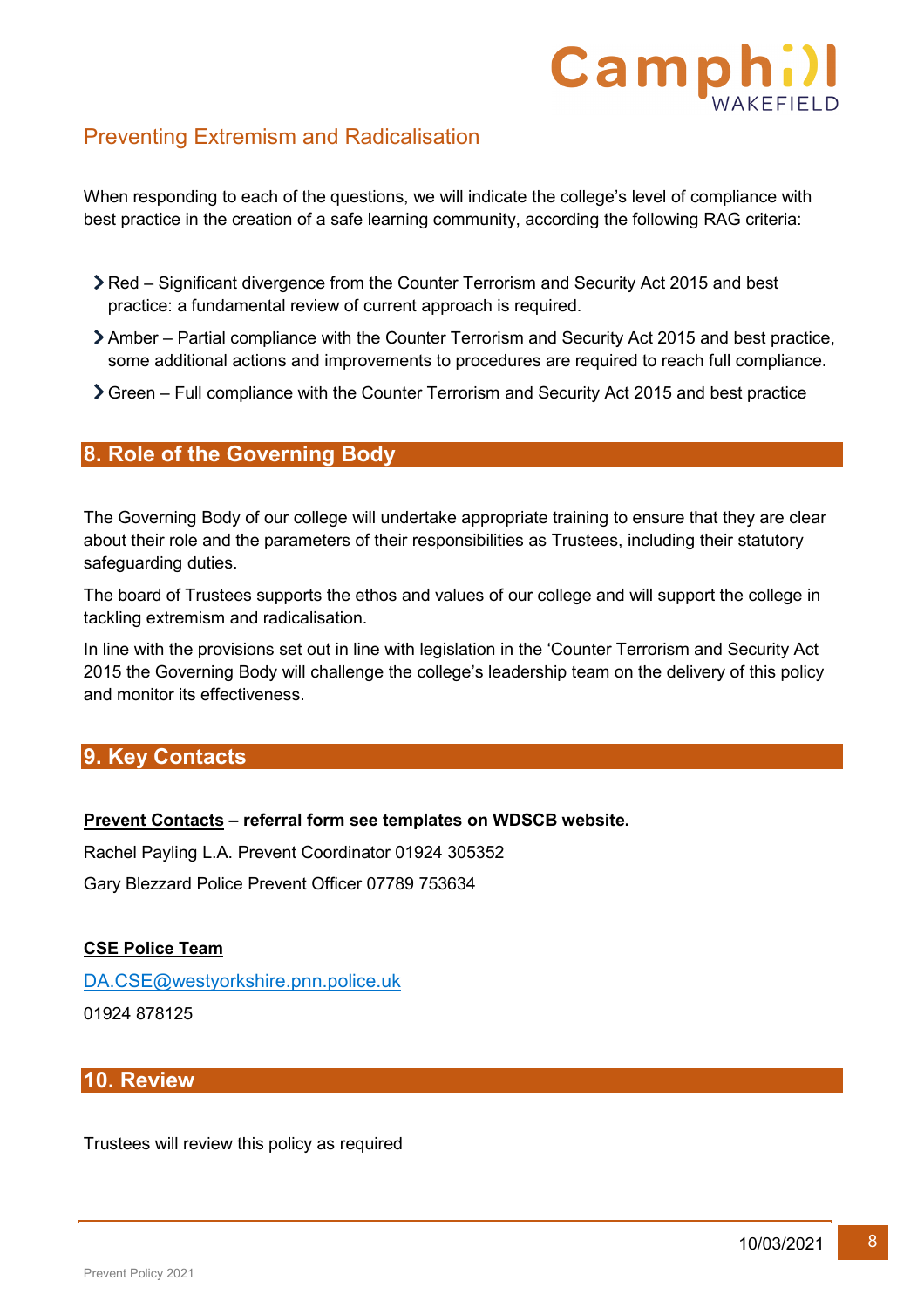## Preventing Extremism and Radicalisation

When responding to each of the questions, we will indicate the college's level of compliance with best practice in the creation of a safe learning community, according the following RAG criteria:

- Red – Significant divergence from the Counter Terrorism and Security Act 2015 and best practice: a fundamental review of current approach is required.
- Amber – Partial compliance with the Counter Terrorism and Security Act 2015 and best practice, some additional actions and improvements to procedures are required to reach full compliance.
- Green – Full compliance with the Counter Terrorism and Security Act 2015 and best practice

## 8. Role of the Governing Body

The Governing Body of our college will undertake appropriate training to ensure that they are clear about their role and the parameters of their responsibilities as Trustees, including their statutory safeguarding duties.

The board of Trustees supports the ethos and values of our college and will support the college in tackling extremism and radicalisation.

In line with the provisions set out in line with legislation in the 'Counter Terrorism and Security Act 2015 the Governing Body will challenge the college's leadership team on the delivery of this policy and monitor its effectiveness.

## 9. Key Contacts

**Prevent Contacts – referral form see templates on WDSCB website.**

Rachel Payling L.A. Prevent Coordinator 01924 305352

Gary Blezzard Police Prevent Officer 07789 753634

**CSE Police Team**

DA.CSE@westyorkshire.pnn.police.uk

01924 878125

## 10. Review

Trustees will review this policy as required

10/03/2021